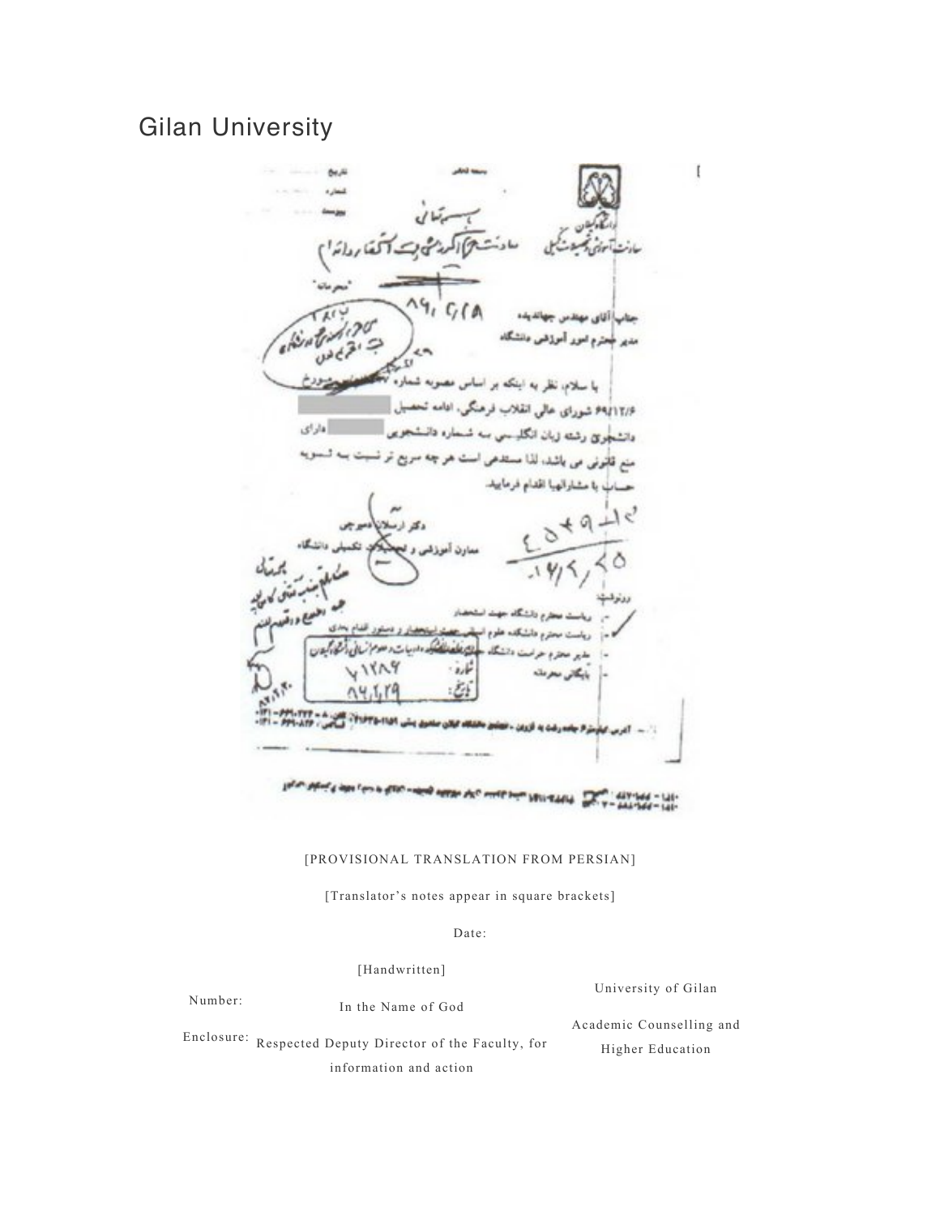# Gilan University

دانشگاه گیلان
معاونت آموزشی و تحصیلات تکمیلی

تاریخ:
شماره:
پیوست:

"محرمانه"

جناب آقای مهندس جهانبیده
مدیر محترم امور آموزشی دانشگاه

با سلام، نظر به اینکه بر اساس مصوبه شماره ... مورخ 69/12/6 شورای عالی انقلاب فرهنگی، ادامه تحصیل ▇▇▇▇ دانشجوی رشته زبان انگلیسی به شماره دانشجویی ▇▇▇▇ دارای منع قانونی می باشد، لذا مستدعی است هر چه سریع تر نسبت به تسویه حساب با مشارالیها اقدام فرمایید.

دکتر ارسلان ...
معاون آموزشی و تحصیلات تکمیلی دانشگاه

رونوشت:
- ریاست محترم دانشگاه جهت استحضار
- ریاست محترم دانشکده علوم انسانی جهت استحضار و دستور اقدام بعدی
- مدیر محترم حراست دانشگاه
- بایگانی محرمانه

[PROVISIONAL TRANSLATION FROM PERSIAN]

[Translator's notes appear in square brackets]

Date:

[Handwritten]

Number:

In the Name of God

Enclosure:

Respected Deputy Director of the Faculty, for information and action

University of Gilan

Academic Counselling and Higher Education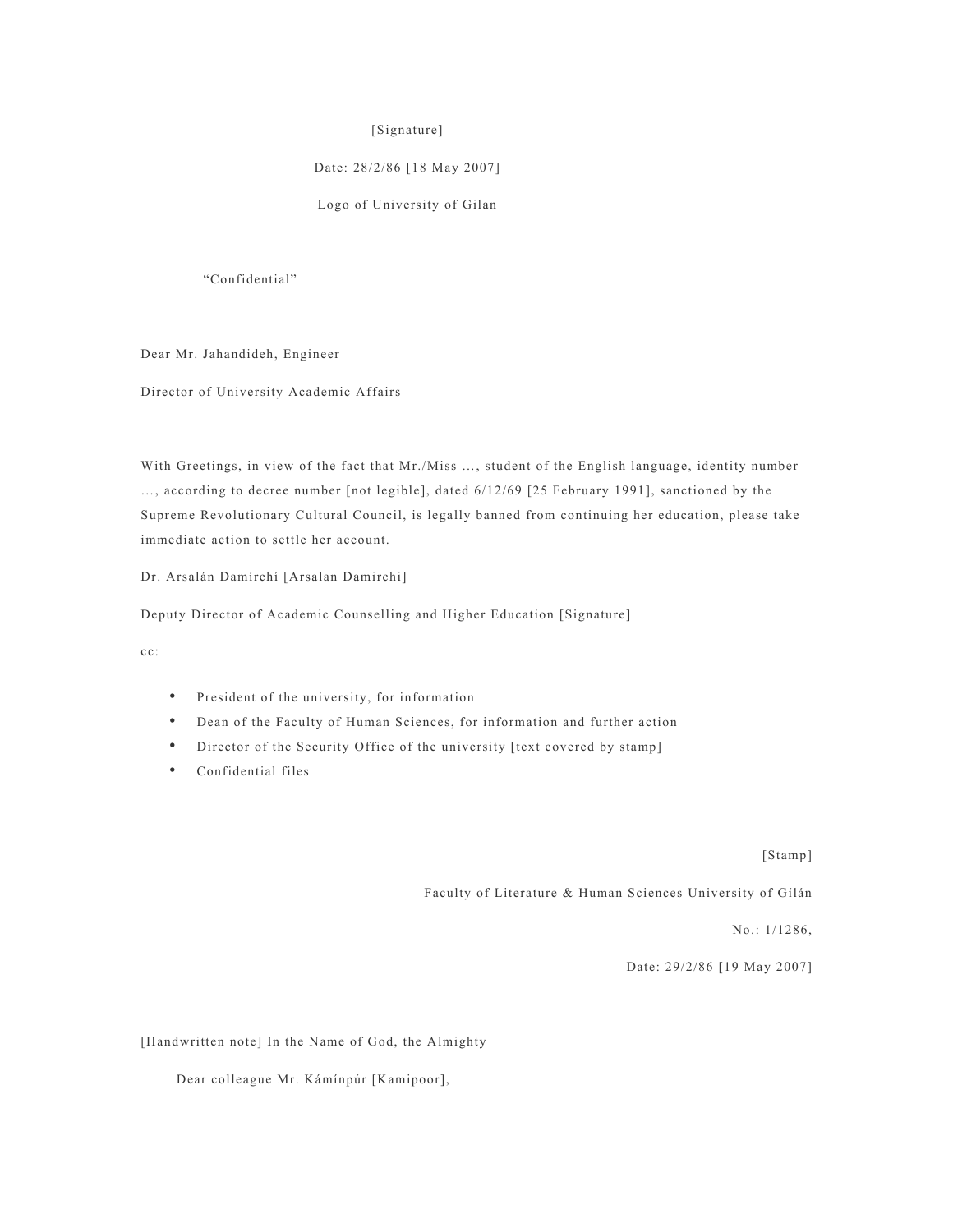[Signature]

Date: 28/2/86 [18 May 2007]

Logo of University of Gilan

"Confidential"

Dear Mr. Jahandideh, Engineer

Director of University Academic Affairs

With Greetings, in view of the fact that Mr./Miss …, student of the English language, identity number …, according to decree number [not legible], dated 6/12/69 [25 February 1991], sanctioned by the Supreme Revolutionary Cultural Council, is legally banned from continuing her education, please take immediate action to settle her account.

Dr. Arsalán Damírchí [Arsalan Damirchi]

Deputy Director of Academic Counselling and Higher Education [Signature]

cc:

- President of the university, for information
- Dean of the Faculty of Human Sciences, for information and further action
- Director of the Security Office of the university [text covered by stamp]
- Confidential files

[Stamp]

Faculty of Literature & Human Sciences University of Gílán

No.: 1/1286,

Date: 29/2/86 [19 May 2007]

[Handwritten note] In the Name of God, the Almighty

Dear colleague Mr. Kámínpúr [Kamipoor],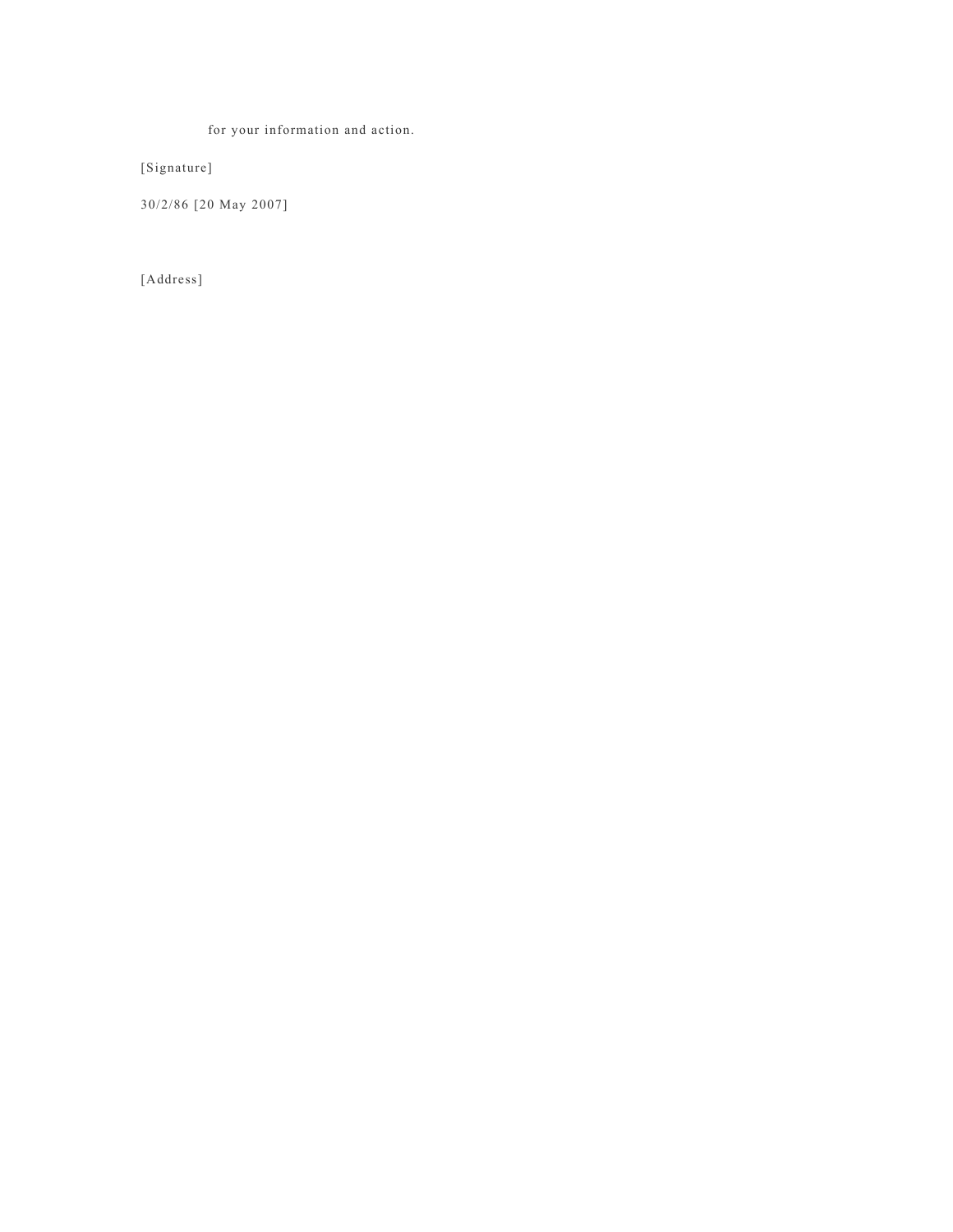for your information and action.

[Signature]

30/2/86 [20 May 2007]

[Address]